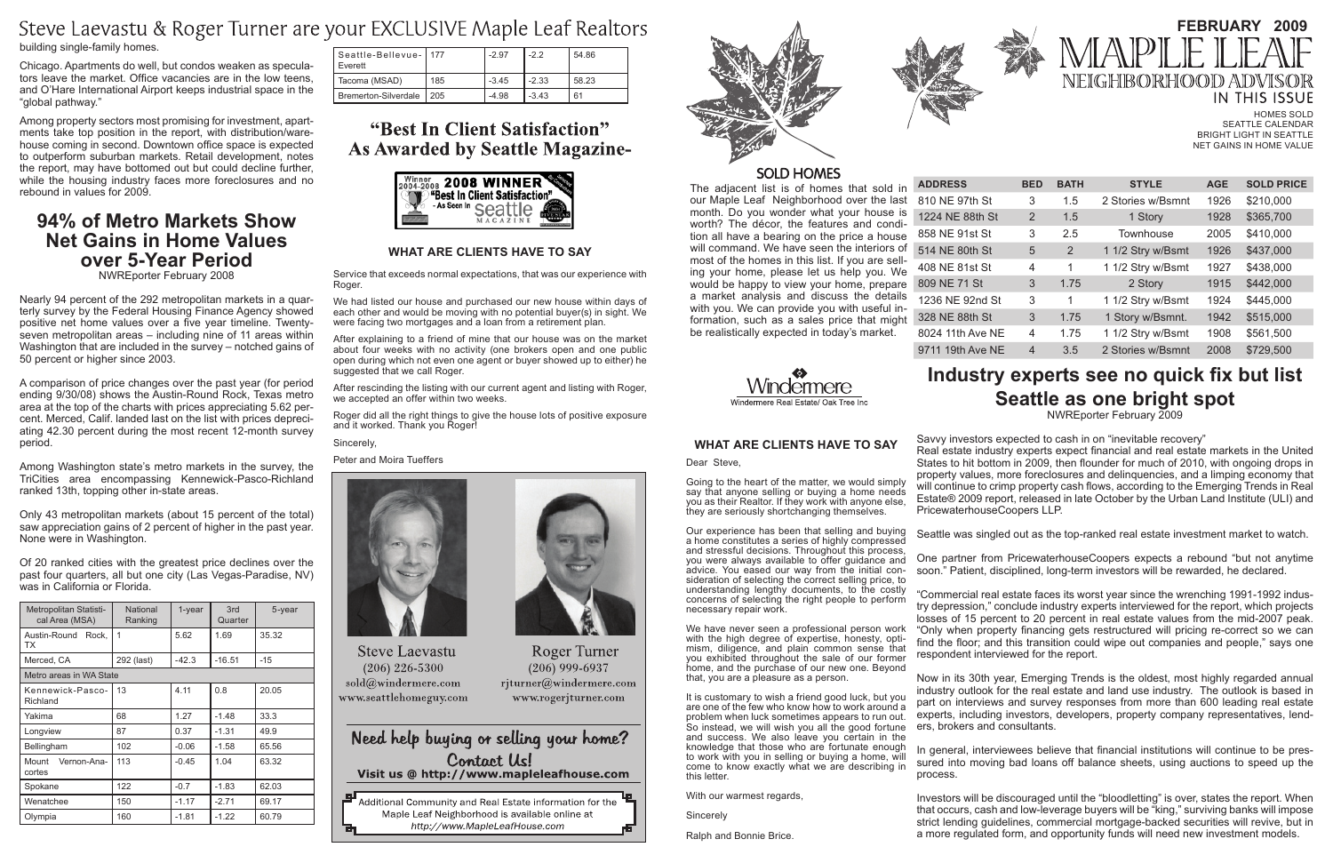# Steve Laevastu & Roger Turner are your EXCLUSIVE Maple Leaf Realtors

building single-family homes.

Chicago. Apartments do well, but condos weaken as speculators leave the market. Office vacancies are in the low teens, and O'Hare International Airport keeps industrial space in the "global pathway."

Among property sectors most promising for investment, apartments take top position in the report, with distribution/warehouse coming in second. Downtown office space is expected to outperform suburban markets. Retail development, notes the report, may have bottomed out but could decline further, while the housing industry faces more foreclosures and no rebound in values for 2009.

## 94% of Metro Markets Show Net Gains in Home Values over 5-Year Period

NWREporter February 2008

Nearly 94 percent of the 292 metropolitan markets in a quarterly survey by the Federal Housing Finance Agency showed positive net home values over a five year timeline. Twenty-seven metropolitan areas – including nine of 11 areas within Washington that are included in the survey – notched gains of 50 percent or higher since 2003.

A comparison of price changes over the past year (for period ending 9/30/08) shows the Austin-Round Rock, Texas metro area at the top of the charts with prices appreciating 5.62 percent. Merced, Calif. landed last on the list with prices depreciating 42.30 percent during the most recent 12-month survey period.

Among Washington state's metro markets in the survey, the TriCities area encompassing Kennewick-Pasco-Richland ranked 13th, topping other in-state areas.

Only 43 metropolitan markets (about 15 percent of the total) saw appreciation gains of 2 percent of higher in the past year. None were in Washington.

Of 20 ranked cities with the greatest price declines over the past four quarters, all but one city (Las Vegas-Paradise, NV) was in California or Florida.

| Metropolitan Statistical Area (MSA) | National Ranking | 1-year | 3rd Quarter | 5-year |
|---|---|---|---|---|
| Austin-Round Rock, TX | 1 | 5.62 | 1.69 | 35.32 |
| Merced, CA | 292 (last) | -42.3 | -16.51 | -15 |
| Metro areas in WA State | | | | |
| Kennewick-Pasco-Richland | 13 | 4.11 | 0.8 | 20.05 |
| Yakima | 68 | 1.27 | -1.48 | 33.3 |
| Longview | 87 | 0.37 | -1.31 | 49.9 |
| Bellingham | 102 | -0.06 | -1.58 | 65.56 |
| Mount Vernon-Anacortes | 113 | -0.45 | 1.04 | 63.32 |
| Spokane | 122 | -0.7 | -1.83 | 62.03 |
| Wenatchee | 150 | -1.17 | -2.71 | 69.17 |
| Olympia | 160 | -1.81 | -1.22 | 60.79 |
| Seattle-Bellevue-Everett | 177 | -2.97 | -2.2 | 54.86 |
| Tacoma (MSAD) | 185 | -3.45 | -2.33 | 58.23 |
| Bremerton-Silverdale | 205 | -4.98 | -3.43 | 61 |

## "Best In Client Satisfaction" As Awarded by Seattle Magazine-

Winner 2004-2008 2008 WINNER "Best In Client Satisfaction" - As Seen In Seattle Magazine

### WHAT ARE CLIENTS HAVE TO SAY

Service that exceeds normal expectations, that was our experience with Roger.

We had listed our house and purchased our new house within days of each other and would be moving with no potential buyer(s) in sight. We were facing two mortgages and a loan from a retirement plan.

After explaining to a friend of mine that our house was on the market about four weeks with no activity (one brokers open and one public open during which not even one agent or buyer showed up to either) he suggested that we call Roger.

After rescinding the listing with our current agent and listing with Roger, we accepted an offer within two weeks.

Roger did all the right things to give the house lots of positive exposure and it worked. Thank you Roger!

Sincerely,

Peter and Moira Tueffers

Steve Laevastu
(206) 226-5300
sold@windermere.com
www.seattlehomeguy.com

Roger Turner
(206) 999-6937
rjturner@windermere.com
www.rogerjturner.com

**Need help buying or selling your home? Contact Us!**
**Visit us @ http://www.mapleleafhouse.com**

Additional Community and Real Estate information for the Maple Leaf Neighborhood is available online at http://www.MapleLeafHouse.com

# MAPLE LEAF NEIGHBORHOOD ADVISOR

**FEBRUARY 2009**

IN THIS ISSUE
HOMES SOLD
SEATTLE CALENDAR
BRIGHT LIGHT IN SEATTLE
NET GAINS IN HOME VALUE

## SOLD HOMES

The adjacent list is of homes that sold in our Maple Leaf Neighborhood over the last month. Do you wonder what your house is worth? The décor, the features and condition all have a bearing on the price a house will command. We have seen the interiors of most of the homes in this list. If you are selling your home, please let us help you. We would be happy to view your home, prepare a market analysis and discuss the details with you. We can provide you with useful information, such as a sales price that might be realistically expected in today's market.

| ADDRESS | BED | BATH | STYLE | AGE | SOLD PRICE |
|---|---|---|---|---|---|
| 810 NE 97th St | 3 | 1.5 | 2 Stories w/Bsmnt | 1926 | $210,000 |
| 1224 NE 88th St | 2 | 1.5 | 1 Story | 1928 | $365,700 |
| 858 NE 91st St | 3 | 2.5 | Townhouse | 2005 | $410,000 |
| 514 NE 80th St | 5 | 2 | 1 1/2 Stry w/Bsmt | 1926 | $437,000 |
| 408 NE 81st St | 4 | 1 | 1 1/2 Stry w/Bsmt | 1927 | $438,000 |
| 809 NE 71 St | 3 | 1.75 | 2 Story | 1915 | $442,000 |
| 1236 NE 92nd St | 3 | 1 | 1 1/2 Stry w/Bsmt | 1924 | $445,000 |
| 328 NE 88th St | 3 | 1.75 | 1 Story w/Bsmnt. | 1942 | $515,000 |
| 8024 11th Ave NE | 4 | 1.75 | 1 1/2 Stry w/Bsmt | 1908 | $561,500 |
| 9711 19th Ave NE | 4 | 3.5 | 2 Stories w/Bsmnt | 2008 | $729,500 |

Windermere Real Estate/ Oak Tree Inc

### WHAT ARE CLIENTS HAVE TO SAY

Dear Steve,

Going to the heart of the matter, we would simply say that anyone selling or buying a home needs you as their Realtor. If they work with anyone else, they are seriously shortchanging themselves.

Our experience has been that selling and buying a home constitutes a series of highly compressed and stressful decisions. Throughout this process, you were always available to offer guidance and advice. You eased our way from the initial consideration of selecting the correct selling price, to understanding lengthy documents, to the costly concerns of selecting the right people to perform necessary repair work.

We have never seen a professional person work with the high degree of expertise, honesty, optimism, diligence, and plain common sense that you exhibited throughout the sale of our former home, and the purchase of our new one. Beyond that, you are a pleasure as a person.

It is customary to wish a friend good luck, but you are one of the few who know how to work around a problem when luck sometimes appears to run out. So instead, we will wish you all the good fortune and success. We also leave you certain in the knowledge that those who are fortunate enough to work with you in selling or buying a home, will come to know exactly what we are describing in this letter.

With our warmest regards,

Sincerely

Ralph and Bonnie Brice.

## Industry experts see no quick fix but list Seattle as one bright spot

NWREporter February 2009

Savvy investors expected to cash in on "inevitable recovery"

Real estate industry experts expect financial and real estate markets in the United States to hit bottom in 2009, then flounder for much of 2010, with ongoing drops in property values, more foreclosures and delinquencies, and a limping economy that will continue to crimp property cash flows, according to the Emerging Trends in Real Estate® 2009 report, released in late October by the Urban Land Institute (ULI) and PricewaterhouseCoopers LLP.

Seattle was singled out as the top-ranked real estate investment market to watch.

One partner from PricewaterhouseCoopers expects a rebound "but not anytime soon." Patient, disciplined, long-term investors will be rewarded, he declared.

"Commercial real estate faces its worst year since the wrenching 1991-1992 industry depression," conclude industry experts interviewed for the report, which projects losses of 15 percent to 20 percent in real estate values from the mid-2007 peak. "Only when property financing gets restructured will pricing re-correct so we can find the floor; and this transition could wipe out companies and people," says one respondent interviewed for the report.

Now in its 30th year, Emerging Trends is the oldest, most highly regarded annual industry outlook for the real estate and land use industry. The outlook is based in part on interviews and survey responses from more than 600 leading real estate experts, including investors, developers, property company representatives, lenders, brokers and consultants.

In general, interviewees believe that financial institutions will continue to be pressured into moving bad loans off balance sheets, using auctions to speed up the process.

Investors will be discouraged until the "bloodletting" is over, states the report. When that occurs, cash and low-leverage buyers will be "king," surviving banks will impose strict lending guidelines, commercial mortgage-backed securities will revive, but in a more regulated form, and opportunity funds will need new investment models.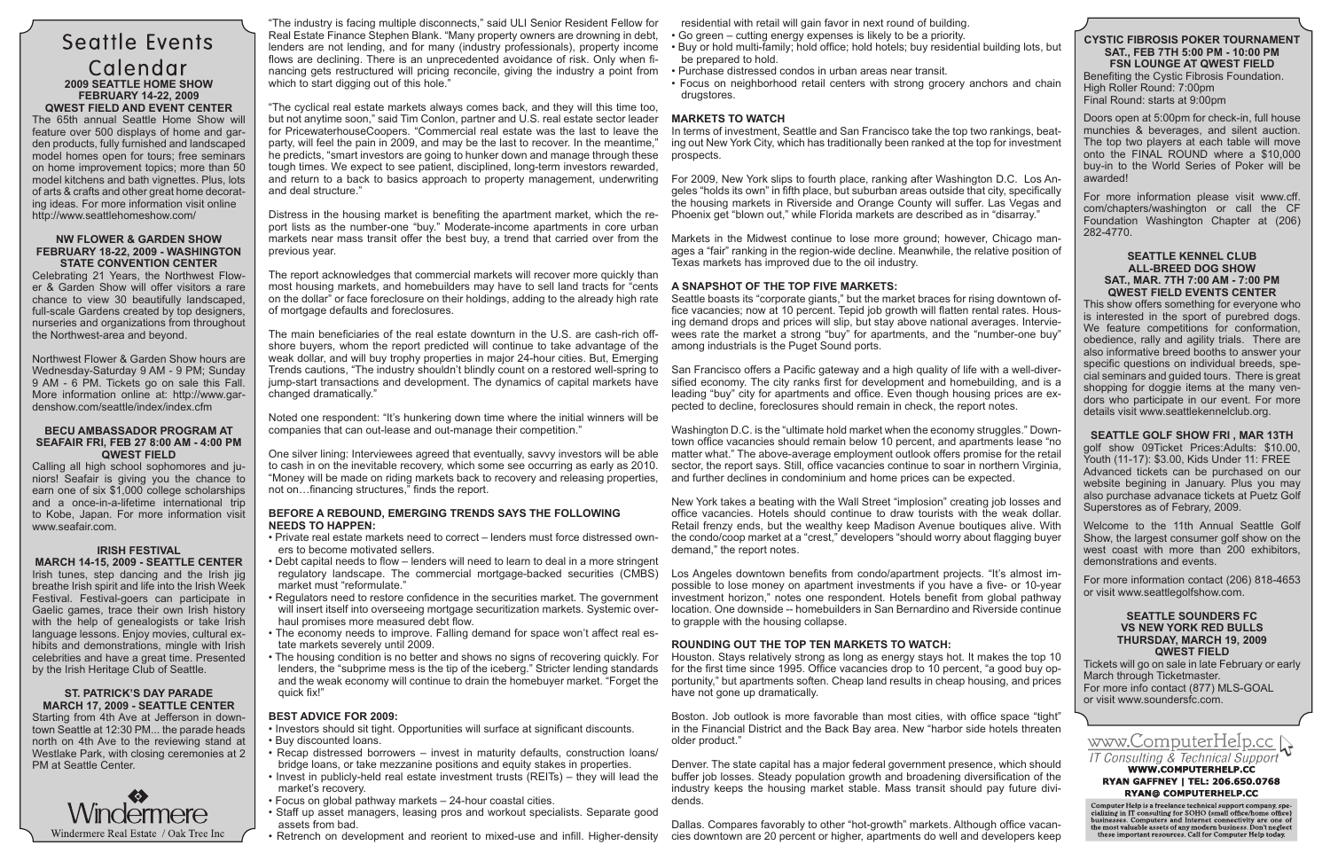# Seattle Events Calendar

### 2009 SEATTLE HOME SHOW
### FEBRUARY 14-22, 2009
### QWEST FIELD AND EVENT CENTER

The 65th annual Seattle Home Show will feature over 500 displays of home and garden products, fully furnished and landscaped model homes open for tours; free seminars on home improvement topics; more than 50 model kitchens and bath vignettes. Plus, lots of arts & crafts and other great home decorating ideas. For more information visit online http://www.seattlehomeshow.com/

### NW FLOWER & GARDEN SHOW
### FEBRUARY 18-22, 2009 - WASHINGTON STATE CONVENTION CENTER

Celebrating 21 Years, the Northwest Flower & Garden Show will offer visitors a rare chance to view 30 beautifully landscaped, full-scale Gardens created by top designers, nurseries and organizations from throughout the Northwest-area and beyond.

Northwest Flower & Garden Show hours are Wednesday-Saturday 9 AM - 9 PM; Sunday 9 AM - 6 PM. Tickets go on sale this Fall. More information online at: http://www.gardenshow.com/seattle/index/index.cfm

### BECU AMBASSADOR PROGRAM AT SEAFAIR FRI, FEB 27 8:00 AM - 4:00 PM QWEST FIELD

Calling all high school sophomores and juniors! Seafair is giving you the chance to earn one of six $1,000 college scholarships and a once-in-a-lifetime international trip to Kobe, Japan. For more information visit www.seafair.com.

### IRISH FESTIVAL
### MARCH 14-15, 2009 - SEATTLE CENTER

Irish tunes, step dancing and the Irish jig breathe Irish spirit and life into the Irish Week Festival. Festival-goers can participate in Gaelic games, trace their own Irish history with the help of genealogists or take Irish language lessons. Enjoy movies, cultural exhibits and demonstrations, mingle with Irish celebrities and have a great time. Presented by the Irish Heritage Club of Seattle.

### ST. PATRICK'S DAY PARADE
### MARCH 17, 2009 - SEATTLE CENTER

Starting from 4th Ave at Jefferson in downtown Seattle at 12:30 PM... the parade heads north on 4th Ave to the reviewing stand at Westlake Park, with closing ceremonies at 2 PM at Seattle Center.

Windermere

Windermere Real Estate / Oak Tree Inc

"The industry is facing multiple disconnects," said ULI Senior Resident Fellow for Real Estate Finance Stephen Blank. "Many property owners are drowning in debt, lenders are not lending, and for many (industry professionals), property income flows are declining. There is an unprecedented avoidance of risk. Only when financing gets restructured will pricing reconcile, giving the industry a point from which to start digging out of this hole."

"The cyclical real estate markets always comes back, and they will this time too, but not anytime soon," said Tim Conlon, partner and U.S. real estate sector leader for PricewaterhouseCoopers. "Commercial real estate was the last to leave the party, will feel the pain in 2009, and may be the last to recover. In the meantime," he predicts, "smart investors are going to hunker down and manage through these tough times. We expect to see patient, disciplined, long-term investors rewarded, and return to a back to basics approach to property management, underwriting and deal structure."

Distress in the housing market is benefiting the apartment market, which the report lists as the number-one "buy." Moderate-income apartments in core urban markets near mass transit offer the best buy, a trend that carried over from the previous year.

The report acknowledges that commercial markets will recover more quickly than most housing markets, and homebuilders may have to sell land tracts for "cents on the dollar" or face foreclosure on their holdings, adding to the already high rate of mortgage defaults and foreclosures.

The main beneficiaries of the real estate downturn in the U.S. are cash-rich offshore buyers, whom the report predicted will continue to take advantage of the weak dollar, and will buy trophy properties in major 24-hour cities. But, Emerging Trends cautions, "The industry shouldn't blindly count on a restored well-spring to jump-start transactions and development. The dynamics of capital markets have changed dramatically."

Noted one respondent: "It's hunkering down time where the initial winners will be companies that can out-lease and out-manage their competition."

One silver lining: Interviewees agreed that eventually, savvy investors will be able to cash in on the inevitable recovery, which some see occurring as early as 2010. "Money will be made on riding markets back to recovery and releasing properties, not on…financing structures," finds the report.

### BEFORE A REBOUND, EMERGING TRENDS SAYS THE FOLLOWING NEEDS TO HAPPEN:

- Private real estate markets need to correct – lenders must force distressed owners to become motivated sellers.
- Debt capital needs to flow – lenders will need to learn to deal in a more stringent regulatory landscape. The commercial mortgage-backed securities (CMBS) market must "reformulate."
- Regulators need to restore confidence in the securities market. The government will insert itself into overseeing mortgage securitization markets. Systemic overhaul promises more measured debt flow.
- The economy needs to improve. Falling demand for space won't affect real estate markets severely until 2009.
- The housing condition is no better and shows no signs of recovering quickly. For lenders, the "subprime mess is the tip of the iceberg." Stricter lending standards and the weak economy will continue to drain the homebuyer market. "Forget the quick fix!"

### BEST ADVICE FOR 2009:

- Investors should sit tight. Opportunities will surface at significant discounts.
- Buy discounted loans.
- Recap distressed borrowers – invest in maturity defaults, construction loans/ bridge loans, or take mezzanine positions and equity stakes in properties.
- Invest in publicly-held real estate investment trusts (REITs) – they will lead the market's recovery.
- Focus on global pathway markets – 24-hour coastal cities.
- Staff up asset managers, leasing pros and workout specialists. Separate good assets from bad.
- Retrench on development and reorient to mixed-use and infill. Higher-density residential with retail will gain favor in next round of building.
- Go green – cutting energy expenses is likely to be a priority.
- Buy or hold multi-family; hold office; hold hotels; buy residential building lots, but be prepared to hold.
- Purchase distressed condos in urban areas near transit.
- Focus on neighborhood retail centers with strong grocery anchors and chain drugstores.

### MARKETS TO WATCH

In terms of investment, Seattle and San Francisco take the top two rankings, beating out New York City, which has traditionally been ranked at the top for investment prospects.

For 2009, New York slips to fourth place, ranking after Washington D.C. Los Angeles "holds its own" in fifth place, but suburban areas outside that city, specifically the housing markets in Riverside and Orange County will suffer. Las Vegas and Phoenix get "blown out," while Florida markets are described as in "disarray."

Markets in the Midwest continue to lose more ground; however, Chicago manages a "fair" ranking in the region-wide decline. Meanwhile, the relative position of Texas markets has improved due to the oil industry.

### A SNAPSHOT OF THE TOP FIVE MARKETS:

Seattle boasts its "corporate giants," but the market braces for rising downtown office vacancies; now at 10 percent. Tepid job growth will flatten rental rates. Housing demand drops and prices will slip, but stay above national averages. Interviewees rate the market a strong "buy" for apartments, and the "number-one buy" among industrials is the Puget Sound ports.

San Francisco offers a Pacific gateway and a high quality of life with a well-diversified economy. The city ranks first for development and homebuilding, and is a leading "buy" city for apartments and office. Even though housing prices are expected to decline, foreclosures should remain in check, the report notes.

Washington D.C. is the "ultimate hold market when the economy struggles." Downtown office vacancies should remain below 10 percent, and apartments lease "no matter what." The above-average employment outlook offers promise for the retail sector, the report says. Still, office vacancies continue to soar in northern Virginia, and further declines in condominium and home prices can be expected.

New York takes a beating with the Wall Street "implosion" creating job losses and office vacancies. Hotels should continue to draw tourists with the weak dollar. Retail frenzy ends, but the wealthy keep Madison Avenue boutiques alive. With the condo/coop market at a "crest," developers "should worry about flagging buyer demand," the report notes.

Los Angeles downtown benefits from condo/apartment projects. "It's almost impossible to lose money on apartment investments if you have a five- or 10-year investment horizon," notes one respondent. Hotels benefit from global pathway location. One downside -- homebuilders in San Bernardino and Riverside continue to grapple with the housing collapse.

### ROUNDING OUT THE TOP TEN MARKETS TO WATCH:

Houston. Stays relatively strong as long as energy stays hot. It makes the top 10 for the first time since 1995. Office vacancies drop to 10 percent, "a good buy opportunity," but apartments soften. Cheap land results in cheap housing, and prices have not gone up dramatically.

Boston. Job outlook is more favorable than most cities, with office space "tight" in the Financial District and the Back Bay area. New "harbor side hotels threaten older product."

Denver. The state capital has a major federal government presence, which should buffer job losses. Steady population growth and broadening diversification of the industry keeps the housing market stable. Mass transit should pay future dividends.

Dallas. Compares favorably to other "hot-growth" markets. Although office vacancies downtown are 20 percent or higher, apartments do well and developers keep

### CYSTIC FIBROSIS POKER TOURNAMENT
### SAT., FEB 7TH 5:00 PM - 10:00 PM
### FSN LOUNGE AT QWEST FIELD

Benefiting the Cystic Fibrosis Foundation.
High Roller Round: 7:00pm
Final Round: starts at 9:00pm

Doors open at 5:00pm for check-in, full house munchies & beverages, and silent auction. The top two players at each table will move onto the FINAL ROUND where a $10,000 buy-in to the World Series of Poker will be awarded!

For more information please visit www.cff.com/chapters/washington or call the CF Foundation Washington Chapter at (206) 282-4770.

### SEATTLE KENNEL CLUB ALL-BREED DOG SHOW
### SAT., MAR. 7TH 7:00 AM - 7:00 PM
### QWEST FIELD EVENTS CENTER

This show offers something for everyone who is interested in the sport of purebred dogs. We feature competitions for conformation, obedience, rally and agility trials. There are also informative breed booths to answer your specific questions on individual breeds, special seminars and guided tours. There is great shopping for doggie items at the many vendors who participate in our event. For more details visit www.seattlekennelclub.org.

### SEATTLE GOLF SHOW FRI , MAR 13TH

golf show 09Ticket Prices:Adults: $10.00, Youth (11-17): $3.00, Kids Under 11: FREE Advanced tickets can be purchased on our website begining in January. Plus you may also purchase advance tickets at Puetz Golf Superstores as of Febrary, 2009.

Welcome to the 11th Annual Seattle Golf Show, the largest consumer golf show on the west coast with more than 200 exhibitors, demonstrations and events.

For more information contact (206) 818-4653 or visit www.seattlegolfshow.com.

### SEATTLE SOUNDERS FC VS NEW YORK RED BULLS
### THURSDAY, MARCH 19, 2009
### QWEST FIELD

Tickets will go on sale in late February or early March through Ticketmaster.
For more info contact (877) MLS-GOAL or visit www.soundersfc.com.

www.ComputerHelp.cc
IT Consulting & Technical Support
**WWW.COMPUTERHELP.CC**
**RYAN GAFFNEY | TEL: 206.650.0768**
**RYAN@ COMPUTERHELP.CC**

Computer Help is a freelance technical support company, specializing in IT consulting for SOHO (small office/home office) businesses. Computers and Internet connectivity are one of the most valuable assets of any modern business. Don't neglect these important resources. Call for Computer Help today.